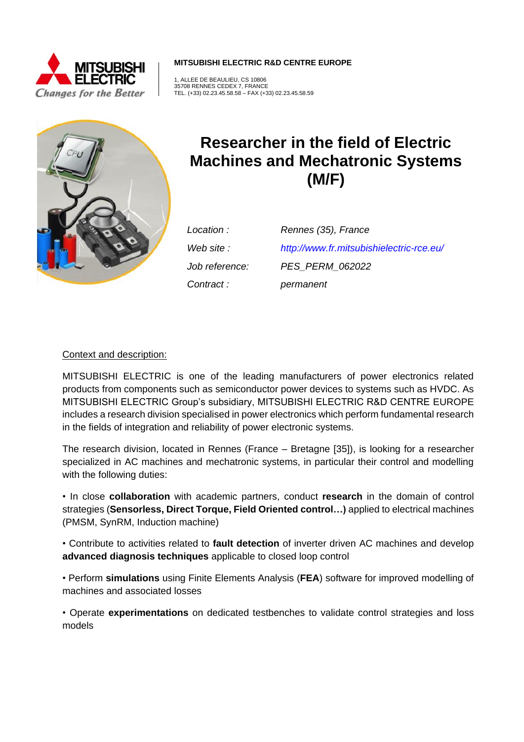**MITSUBISHI ELECTRIC R&D CENTRE EUROPE**

1, ALLEE DE BEAULIEU, CS 10806
35708 RENNES CEDEX 7, FRANCE
TEL. (+33) 02.23.45.58.58 – FAX (+33) 02.23.45.58.59

# Researcher in the field of Electric Machines and Mechatronic Systems (M/F)

| | |
|---|---|
| *Location :* | *Rennes (35), France* |
| *Web site :* | *http://www.fr.mitsubishielectric-rce.eu/* |
| *Job reference:* | *PES_PERM_062022* |
| *Contract :* | *permanent* |

## Context and description:

MITSUBISHI ELECTRIC is one of the leading manufacturers of power electronics related products from components such as semiconductor power devices to systems such as HVDC. As MITSUBISHI ELECTRIC Group's subsidiary, MITSUBISHI ELECTRIC R&D CENTRE EUROPE includes a research division specialised in power electronics which perform fundamental research in the fields of integration and reliability of power electronic systems.

The research division, located in Rennes (France – Bretagne [35]), is looking for a researcher specialized in AC machines and mechatronic systems, in particular their control and modelling with the following duties:

- In close **collaboration** with academic partners, conduct **research** in the domain of control strategies (**Sensorless, Direct Torque, Field Oriented control…)** applied to electrical machines (PMSM, SynRM, Induction machine)

- Contribute to activities related to **fault detection** of inverter driven AC machines and develop **advanced diagnosis techniques** applicable to closed loop control

- Perform **simulations** using Finite Elements Analysis (**FEA**) software for improved modelling of machines and associated losses

- Operate **experimentations** on dedicated testbenches to validate control strategies and loss models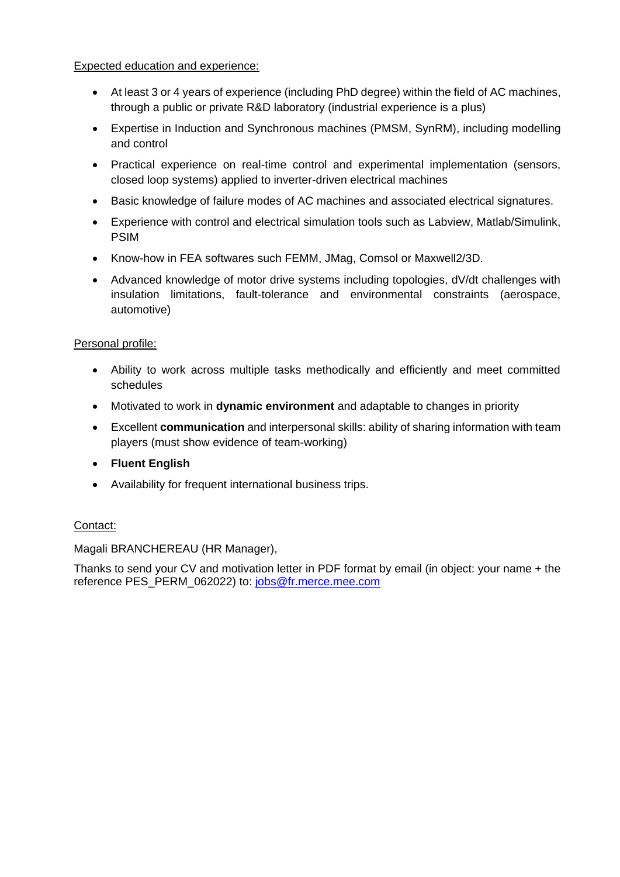<u>Expected education and experience:</u>

- At least 3 or 4 years of experience (including PhD degree) within the field of AC machines, through a public or private R&D laboratory (industrial experience is a plus)
- Expertise in Induction and Synchronous machines (PMSM, SynRM), including modelling and control
- Practical experience on real-time control and experimental implementation (sensors, closed loop systems) applied to inverter-driven electrical machines
- Basic knowledge of failure modes of AC machines and associated electrical signatures.
- Experience with control and electrical simulation tools such as Labview, Matlab/Simulink, PSIM
- Know-how in FEA softwares such FEMM, JMag, Comsol or Maxwell2/3D.
- Advanced knowledge of motor drive systems including topologies, dV/dt challenges with insulation limitations, fault-tolerance and environmental constraints (aerospace, automotive)

<u>Personal profile:</u>

- Ability to work across multiple tasks methodically and efficiently and meet committed schedules
- Motivated to work in **dynamic environment** and adaptable to changes in priority
- Excellent **communication** and interpersonal skills: ability of sharing information with team players (must show evidence of team-working)
- **Fluent English**
- Availability for frequent international business trips.

<u>Contact:</u>

Magali BRANCHEREAU (HR Manager),

Thanks to send your CV and motivation letter in PDF format by email (in object: your name + the reference PES_PERM_062022) to: jobs@fr.merce.mee.com